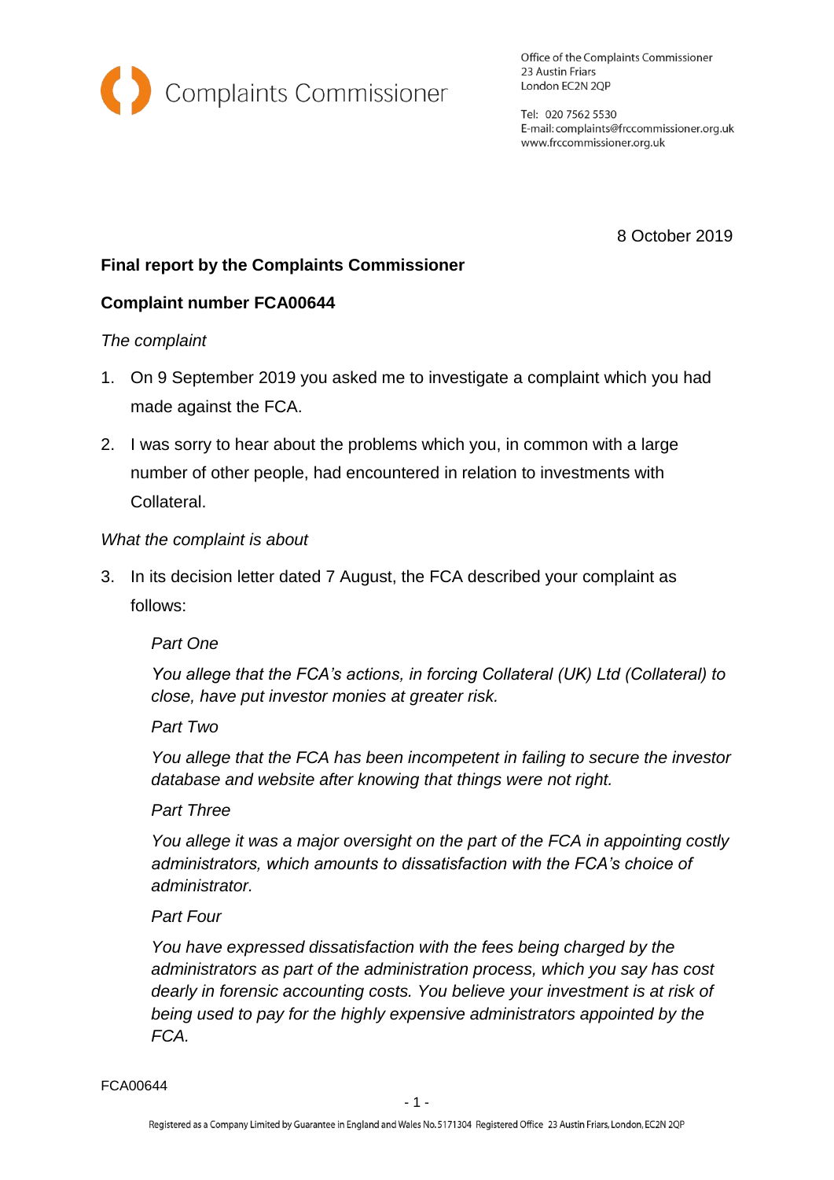Complaints Commissioner

Office of the Complaints Commissioner
23 Austin Friars
London EC2N 2QP

Tel: 020 7562 5530
E-mail: complaints@frccommissioner.org.uk
www.frccommissioner.org.uk

8 October 2019

**Final report by the Complaints Commissioner**

**Complaint number FCA00644**

*The complaint*

1. On 9 September 2019 you asked me to investigate a complaint which you had made against the FCA.
2. I was sorry to hear about the problems which you, in common with a large number of other people, had encountered in relation to investments with Collateral.

*What the complaint is about*

3. In its decision letter dated 7 August, the FCA described your complaint as follows:

   *Part One*

   *You allege that the FCA's actions, in forcing Collateral (UK) Ltd (Collateral) to close, have put investor monies at greater risk.*

   *Part Two*

   *You allege that the FCA has been incompetent in failing to secure the investor database and website after knowing that things were not right.*

   *Part Three*

   *You allege it was a major oversight on the part of the FCA in appointing costly administrators, which amounts to dissatisfaction with the FCA's choice of administrator.*

   *Part Four*

   *You have expressed dissatisfaction with the fees being charged by the administrators as part of the administration process, which you say has cost dearly in forensic accounting costs. You believe your investment is at risk of being used to pay for the highly expensive administrators appointed by the FCA.*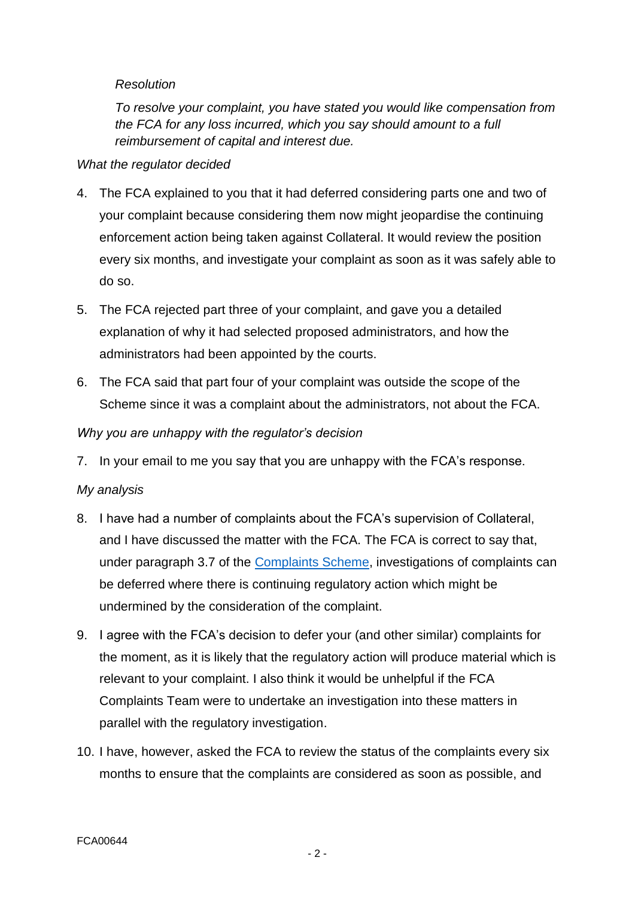*Resolution*

*To resolve your complaint, you have stated you would like compensation from the FCA for any loss incurred, which you say should amount to a full reimbursement of capital and interest due.*

*What the regulator decided*

4. The FCA explained to you that it had deferred considering parts one and two of your complaint because considering them now might jeopardise the continuing enforcement action being taken against Collateral. It would review the position every six months, and investigate your complaint as soon as it was safely able to do so.

5. The FCA rejected part three of your complaint, and gave you a detailed explanation of why it had selected proposed administrators, and how the administrators had been appointed by the courts.

6. The FCA said that part four of your complaint was outside the scope of the Scheme since it was a complaint about the administrators, not about the FCA.

*Why you are unhappy with the regulator's decision*

7. In your email to me you say that you are unhappy with the FCA's response.

*My analysis*

8. I have had a number of complaints about the FCA's supervision of Collateral, and I have discussed the matter with the FCA. The FCA is correct to say that, under paragraph 3.7 of the [Complaints Scheme](), investigations of complaints can be deferred where there is continuing regulatory action which might be undermined by the consideration of the complaint.

9. I agree with the FCA's decision to defer your (and other similar) complaints for the moment, as it is likely that the regulatory action will produce material which is relevant to your complaint. I also think it would be unhelpful if the FCA Complaints Team were to undertake an investigation into these matters in parallel with the regulatory investigation.

10. I have, however, asked the FCA to review the status of the complaints every six months to ensure that the complaints are considered as soon as possible, and

FCA00644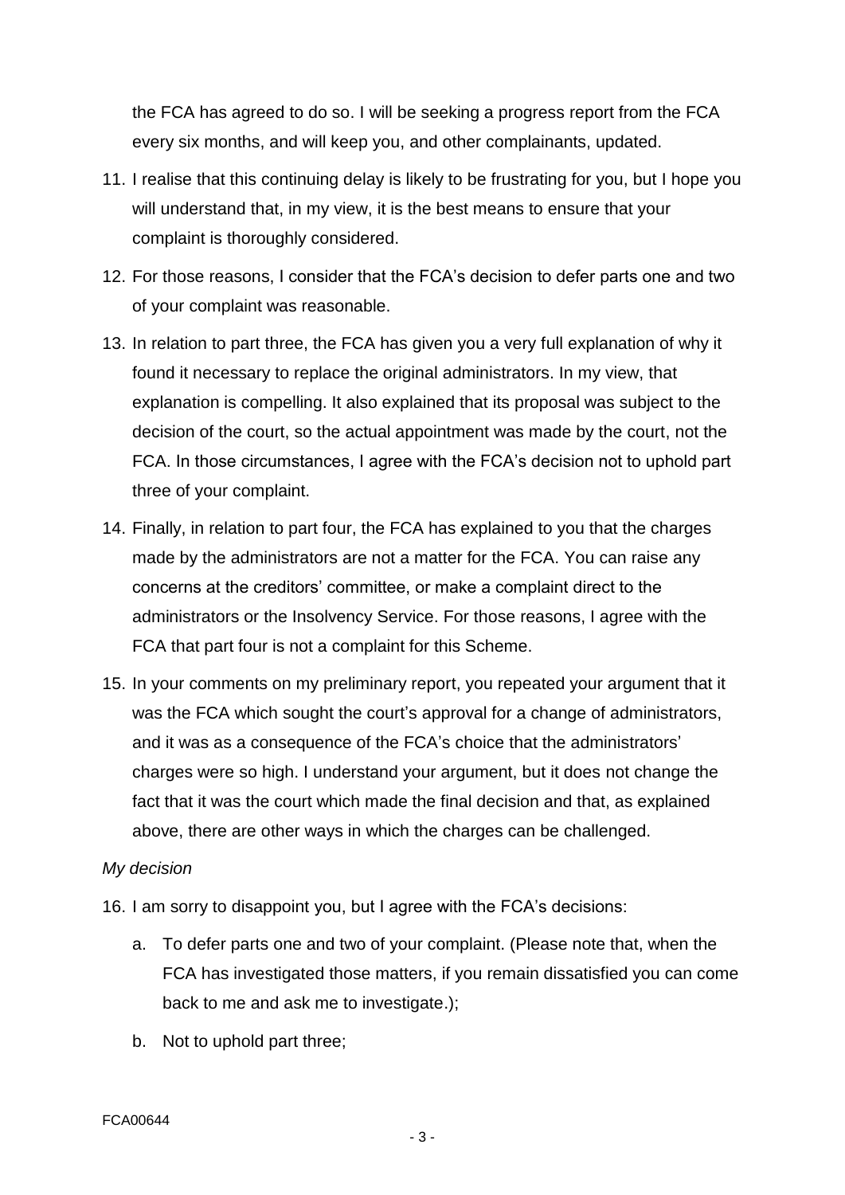the FCA has agreed to do so. I will be seeking a progress report from the FCA every six months, and will keep you, and other complainants, updated.

11. I realise that this continuing delay is likely to be frustrating for you, but I hope you will understand that, in my view, it is the best means to ensure that your complaint is thoroughly considered.

12. For those reasons, I consider that the FCA's decision to defer parts one and two of your complaint was reasonable.

13. In relation to part three, the FCA has given you a very full explanation of why it found it necessary to replace the original administrators. In my view, that explanation is compelling. It also explained that its proposal was subject to the decision of the court, so the actual appointment was made by the court, not the FCA. In those circumstances, I agree with the FCA's decision not to uphold part three of your complaint.

14. Finally, in relation to part four, the FCA has explained to you that the charges made by the administrators are not a matter for the FCA. You can raise any concerns at the creditors' committee, or make a complaint direct to the administrators or the Insolvency Service. For those reasons, I agree with the FCA that part four is not a complaint for this Scheme.

15. In your comments on my preliminary report, you repeated your argument that it was the FCA which sought the court's approval for a change of administrators, and it was as a consequence of the FCA's choice that the administrators' charges were so high. I understand your argument, but it does not change the fact that it was the court which made the final decision and that, as explained above, there are other ways in which the charges can be challenged.

*My decision*

16. I am sorry to disappoint you, but I agree with the FCA's decisions:

    a. To defer parts one and two of your complaint. (Please note that, when the FCA has investigated those matters, if you remain dissatisfied you can come back to me and ask me to investigate.);

    b. Not to uphold part three;

FCA00644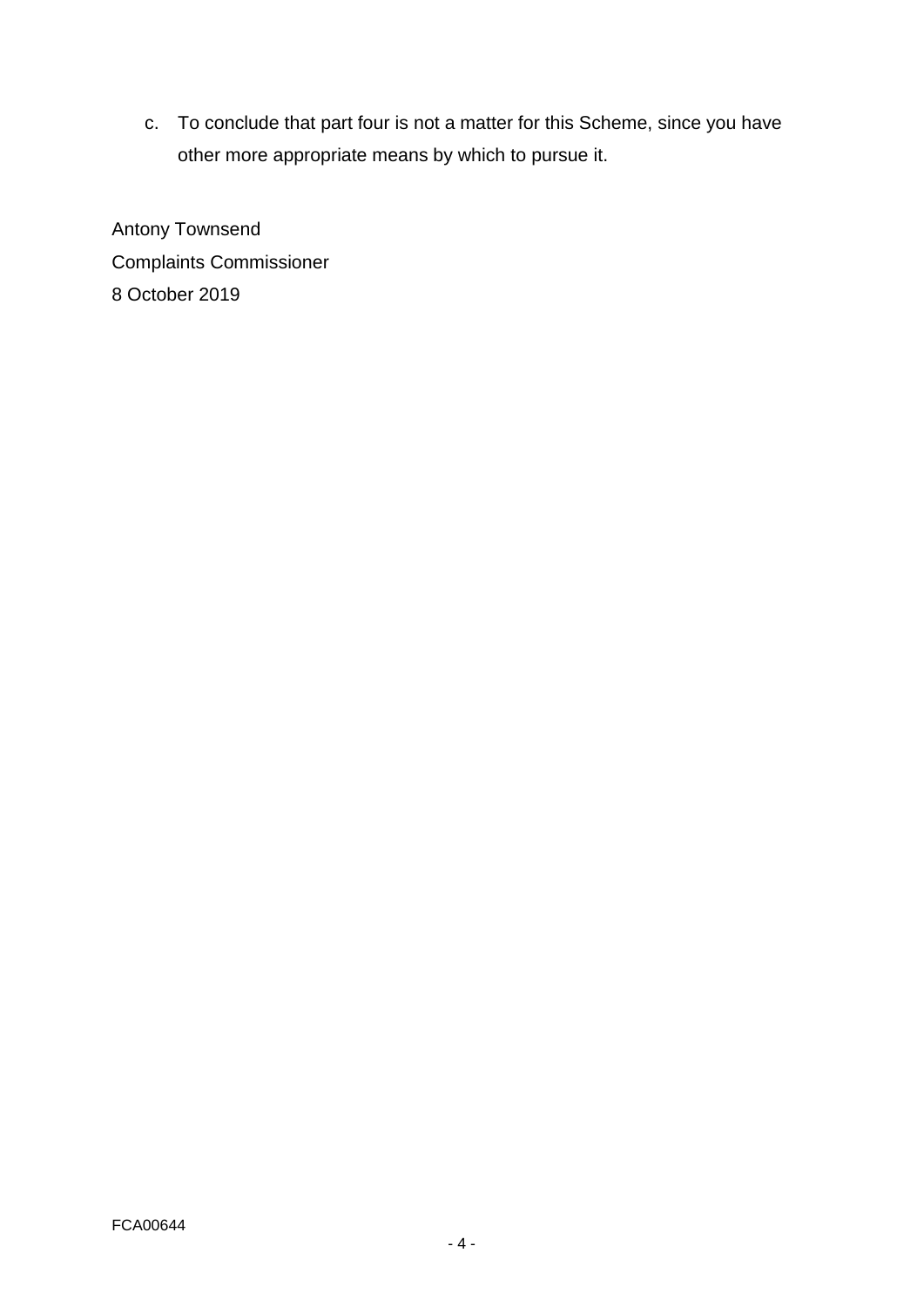c. To conclude that part four is not a matter for this Scheme, since you have other more appropriate means by which to pursue it.

Antony Townsend
Complaints Commissioner
8 October 2019

FCA00644